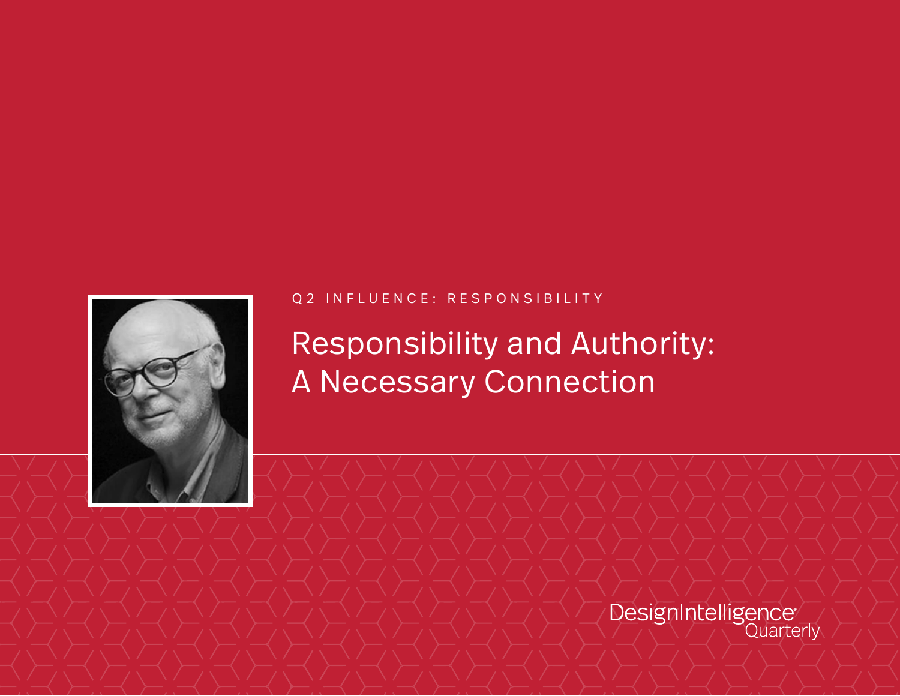Q2 INFLUENCE: RESPONSIBILITY

# Responsibility and Authority: A Necessary Connection

DesignIntelligence Quarterly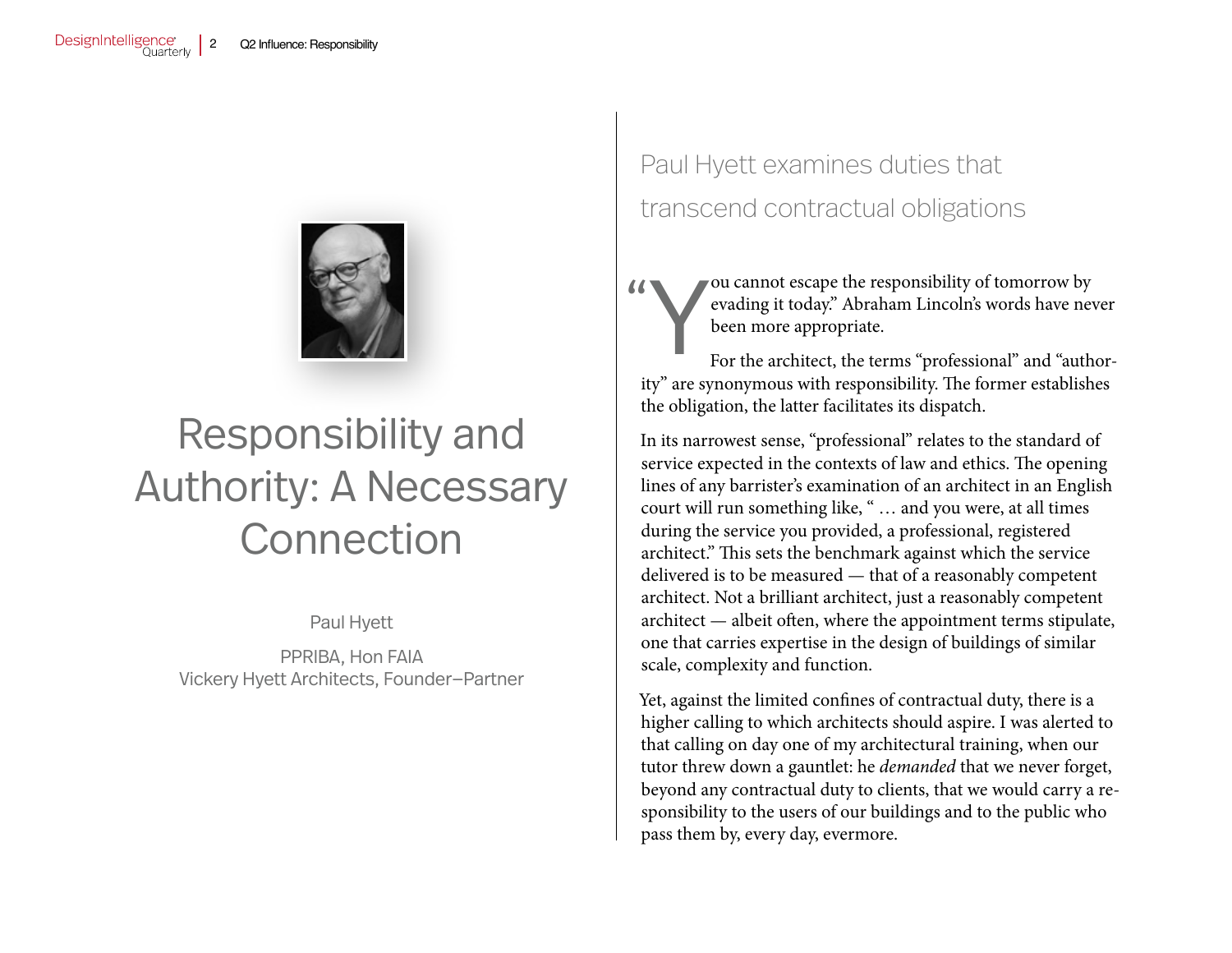# Responsibility and Authority: A Necessary Connection

Paul Hyett

PPRIBA, Hon FAIA
Vickery Hyett Architects, Founder–Partner

## Paul Hyett examines duties that transcend contractual obligations

"You cannot escape the responsibility of tomorrow by evading it today." Abraham Lincoln's words have never been more appropriate.

For the architect, the terms "professional" and "authority" are synonymous with responsibility. The former establishes the obligation, the latter facilitates its dispatch.

In its narrowest sense, "professional" relates to the standard of service expected in the contexts of law and ethics. The opening lines of any barrister's examination of an architect in an English court will run something like, " … and you were, at all times during the service you provided, a professional, registered architect." This sets the benchmark against which the service delivered is to be measured — that of a reasonably competent architect. Not a brilliant architect, just a reasonably competent architect — albeit often, where the appointment terms stipulate, one that carries expertise in the design of buildings of similar scale, complexity and function.

Yet, against the limited confines of contractual duty, there is a higher calling to which architects should aspire. I was alerted to that calling on day one of my architectural training, when our tutor threw down a gauntlet: he *demanded* that we never forget, beyond any contractual duty to clients, that we would carry a responsibility to the users of our buildings and to the public who pass them by, every day, evermore.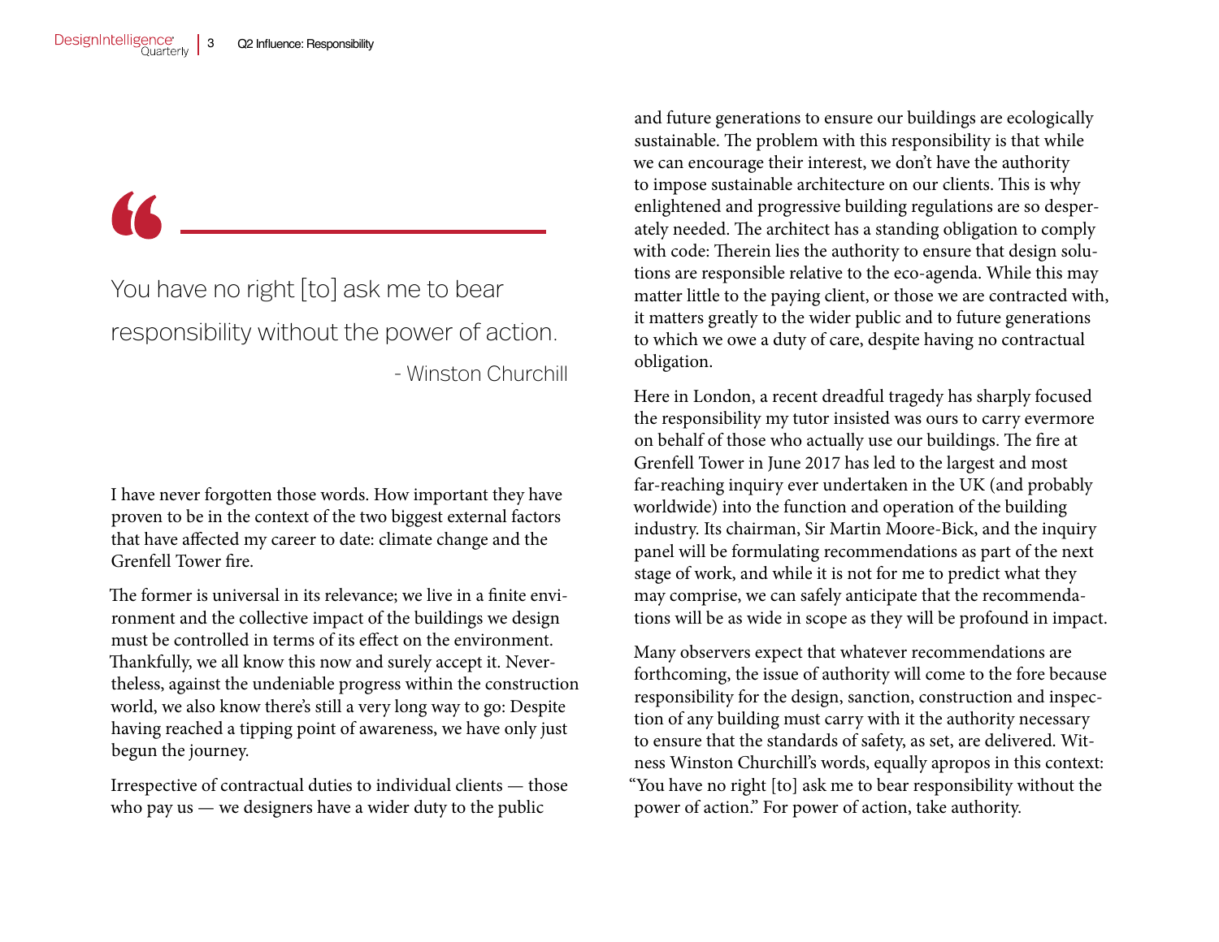> You have no right [to] ask me to bear responsibility without the power of action.
>
> - Winston Churchill

I have never forgotten those words. How important they have proven to be in the context of the two biggest external factors that have affected my career to date: climate change and the Grenfell Tower fire.

The former is universal in its relevance; we live in a finite environment and the collective impact of the buildings we design must be controlled in terms of its effect on the environment. Thankfully, we all know this now and surely accept it. Nevertheless, against the undeniable progress within the construction world, we also know there's still a very long way to go: Despite having reached a tipping point of awareness, we have only just begun the journey.

Irrespective of contractual duties to individual clients — those who pay us — we designers have a wider duty to the public and future generations to ensure our buildings are ecologically sustainable. The problem with this responsibility is that while we can encourage their interest, we don't have the authority to impose sustainable architecture on our clients. This is why enlightened and progressive building regulations are so desperately needed. The architect has a standing obligation to comply with code: Therein lies the authority to ensure that design solutions are responsible relative to the eco-agenda. While this may matter little to the paying client, or those we are contracted with, it matters greatly to the wider public and to future generations to which we owe a duty of care, despite having no contractual obligation.

Here in London, a recent dreadful tragedy has sharply focused the responsibility my tutor insisted was ours to carry evermore on behalf of those who actually use our buildings. The fire at Grenfell Tower in June 2017 has led to the largest and most far-reaching inquiry ever undertaken in the UK (and probably worldwide) into the function and operation of the building industry. Its chairman, Sir Martin Moore-Bick, and the inquiry panel will be formulating recommendations as part of the next stage of work, and while it is not for me to predict what they may comprise, we can safely anticipate that the recommendations will be as wide in scope as they will be profound in impact.

Many observers expect that whatever recommendations are forthcoming, the issue of authority will come to the fore because responsibility for the design, sanction, construction and inspection of any building must carry with it the authority necessary to ensure that the standards of safety, as set, are delivered. Witness Winston Churchill's words, equally apropos in this context: "You have no right [to] ask me to bear responsibility without the power of action." For power of action, take authority.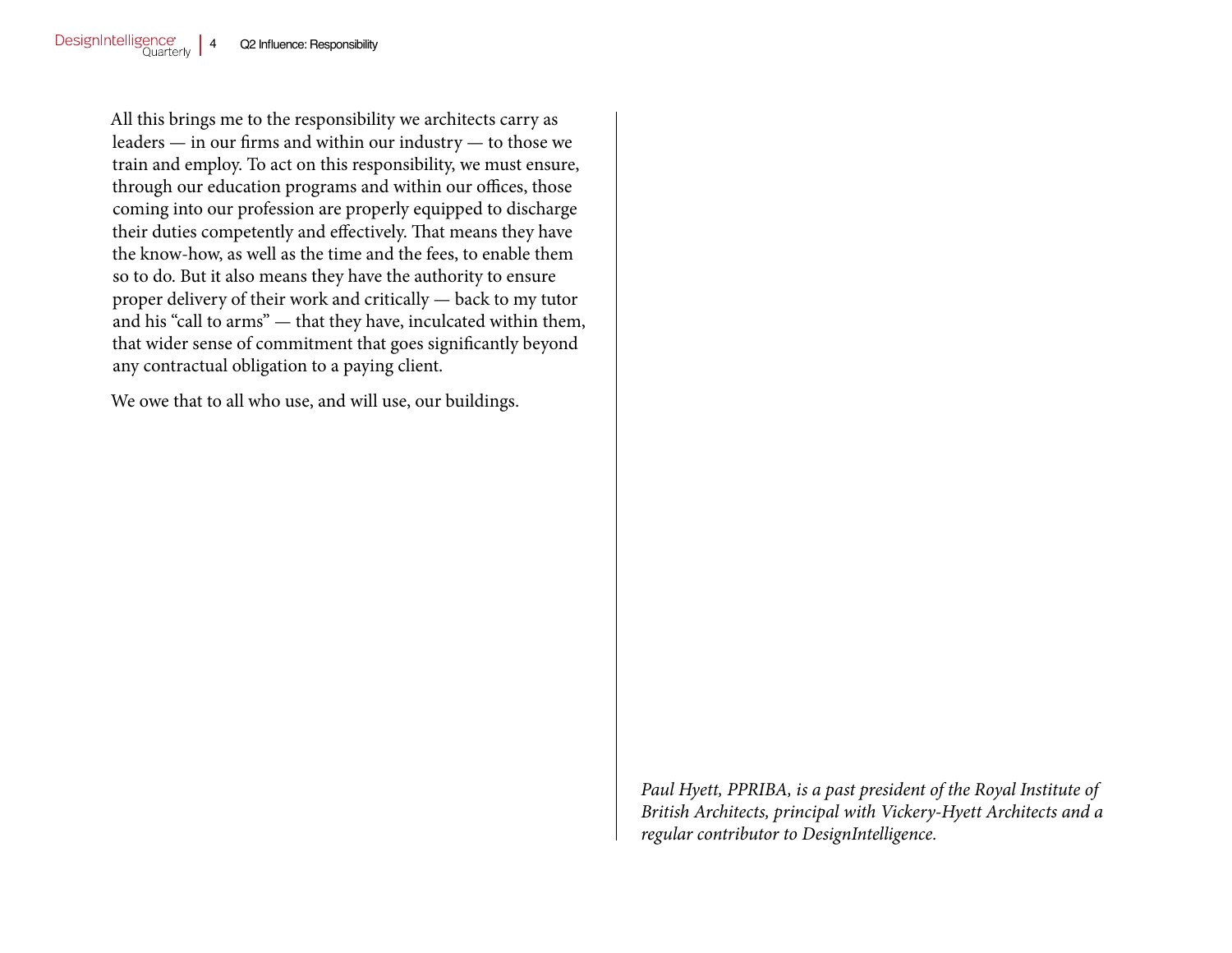All this brings me to the responsibility we architects carry as leaders — in our firms and within our industry — to those we train and employ. To act on this responsibility, we must ensure, through our education programs and within our offices, those coming into our profession are properly equipped to discharge their duties competently and effectively. That means they have the know-how, as well as the time and the fees, to enable them so to do. But it also means they have the authority to ensure proper delivery of their work and critically — back to my tutor and his "call to arms" — that they have, inculcated within them, that wider sense of commitment that goes significantly beyond any contractual obligation to a paying client.

We owe that to all who use, and will use, our buildings.

*Paul Hyett, PPRIBA, is a past president of the Royal Institute of British Architects, principal with Vickery-Hyett Architects and a regular contributor to DesignIntelligence.*